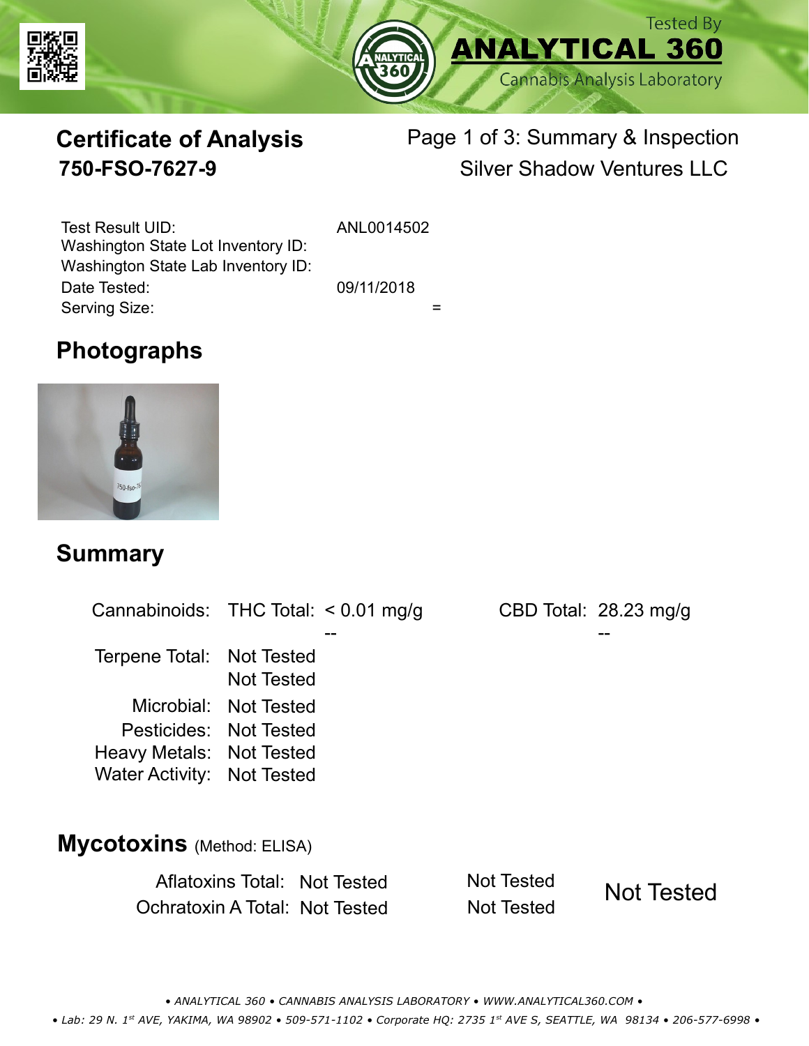Tested By
**ANALYTICAL 360**
Cannabis Analysis Laboratory

# Certificate of Analysis
## 750-FSO-7627-9

Page 1 of 3: Summary & Inspection
Silver Shadow Ventures LLC

| | |
|---|---|
| Test Result UID: | ANL0014502 |
| Washington State Lot Inventory ID: | |
| Washington State Lab Inventory ID: | |
| Date Tested: | 09/11/2018 |
| Serving Size: | = |

## Photographs

## Summary

| | | | | |
|---|---|---|---|---|
| Cannabinoids: | THC Total: | < 0.01 mg/g | CBD Total: | 28.23 mg/g |
| | | -- | | -- |
| Terpene Total: | Not Tested | | | |
| | Not Tested | | | |
| Microbial: | Not Tested | | | |
| Pesticides: | Not Tested | | | |
| Heavy Metals: | Not Tested | | | |
| Water Activity: | Not Tested | | | |

## Mycotoxins (Method: ELISA)

| | | | |
|---|---|---|---|
| Aflatoxins Total: | Not Tested | Not Tested | Not Tested |
| Ochratoxin A Total: | Not Tested | Not Tested | |

• ANALYTICAL 360 • CANNABIS ANALYSIS LABORATORY • WWW.ANALYTICAL360.COM •

• Lab: 29 N. 1st AVE, YAKIMA, WA 98902 • 509-571-1102 • Corporate HQ: 2735 1st AVE S, SEATTLE, WA 98134 • 206-577-6998 •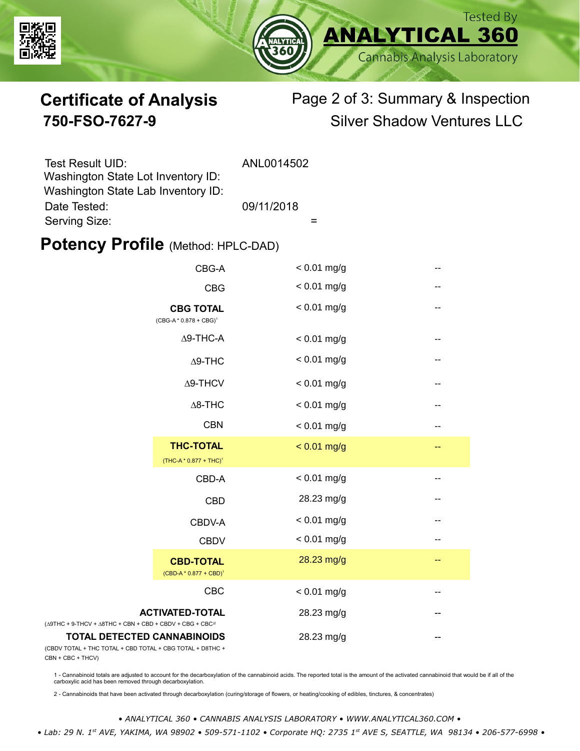Tested By **ANALYTICAL 360** Cannabis Analysis Laboratory

# Certificate of Analysis

## 750-FSO-7627-9

Page 2 of 3: Summary & Inspection

Silver Shadow Ventures LLC

| | |
|---|---|
| Test Result UID: | ANL0014502 |
| Washington State Lot Inventory ID: | |
| Washington State Lab Inventory ID: | |
| Date Tested: | 09/11/2018 |
| Serving Size: | = |

## Potency Profile (Method: HPLC-DAD)

| Analyte | Result | |
|---|---|---|
| CBG-A | < 0.01 mg/g | -- |
| CBG | < 0.01 mg/g | -- |
| **CBG TOTAL** (CBG-A * 0.878 + CBG)[1] | < 0.01 mg/g | -- |
| Δ9-THC-A | < 0.01 mg/g | -- |
| Δ9-THC | < 0.01 mg/g | -- |
| Δ9-THCV | < 0.01 mg/g | -- |
| Δ8-THC | < 0.01 mg/g | -- |
| CBN | < 0.01 mg/g | -- |
| **THC-TOTAL** (THC-A * 0.877 + THC)[1] | < 0.01 mg/g | -- |
| CBD-A | < 0.01 mg/g | -- |
| CBD | 28.23 mg/g | -- |
| CBDV-A | < 0.01 mg/g | -- |
| CBDV | < 0.01 mg/g | -- |
| **CBD-TOTAL** (CBD-A * 0.877 + CBD)[1] | 28.23 mg/g | -- |
| CBC | < 0.01 mg/g | -- |
| **ACTIVATED-TOTAL** (Δ9THC + 9-THCV + Δ8THC + CBN + CBD + CBDV + CBG + CBC)[2] | 28.23 mg/g | -- |
| **TOTAL DETECTED CANNABINOIDS** (CBDV TOTAL + THC TOTAL + CBD TOTAL + CBG TOTAL + D8THC + CBN + CBC + THCV) | 28.23 mg/g | -- |

1 - Cannabinoid totals are adjusted to account for the decarboxylation of the cannabinoid acids. The reported total is the amount of the activated cannabinoid that would be if all of the carboxylic acid has been removed through decarboxylation.

2 - Cannabinoids that have been activated through decarboxylation (curing/storage of flowers, or heating/cooking of edibles, tinctures, & concentrates)

*• ANALYTICAL 360 • CANNABIS ANALYSIS LABORATORY • WWW.ANALYTICAL360.COM •*

*• Lab: 29 N. 1st AVE, YAKIMA, WA 98902 • 509-571-1102 • Corporate HQ: 2735 1st AVE S, SEATTLE, WA 98134 • 206-577-6998 •*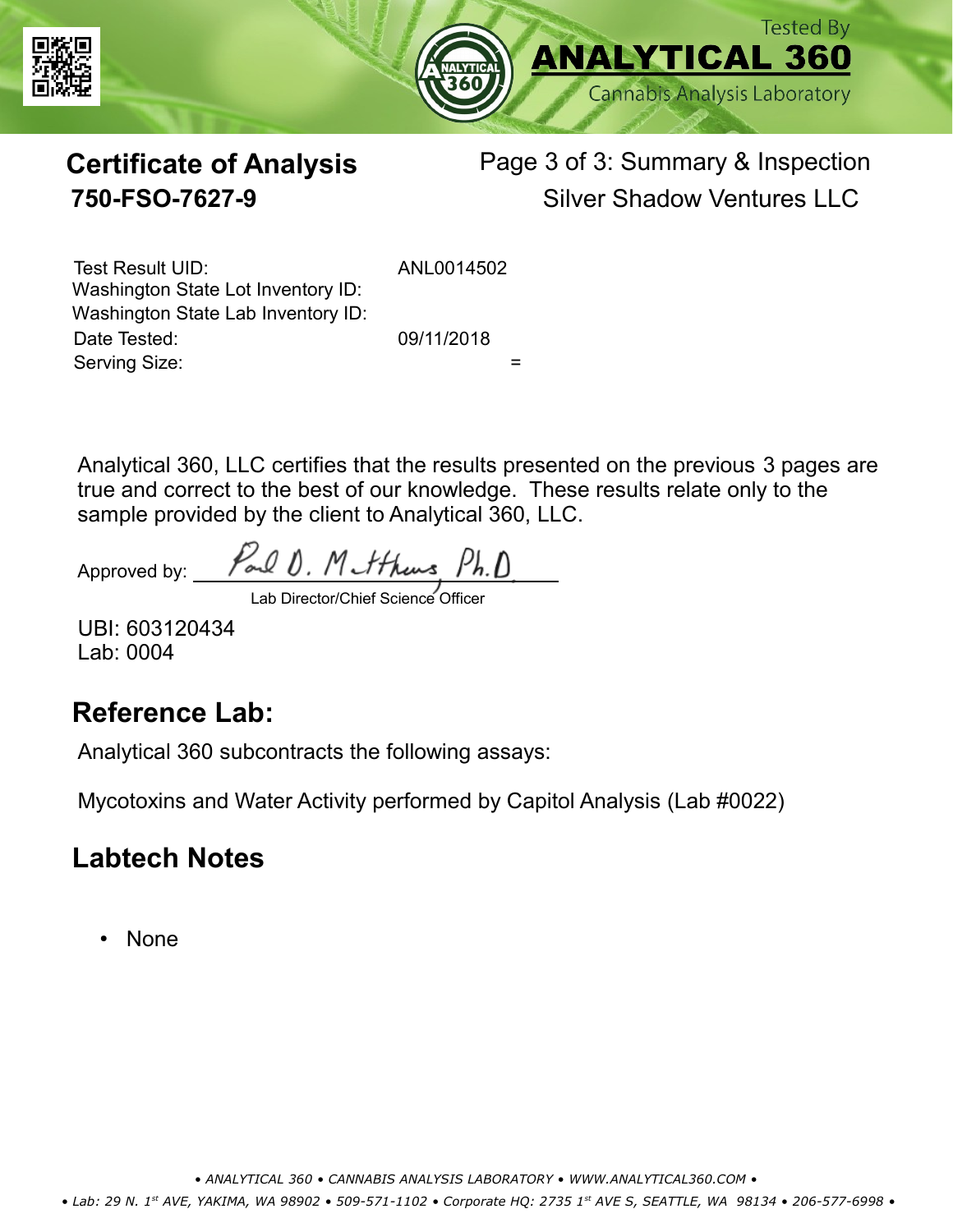Tested By
**ANALYTICAL 360**
Cannabis Analysis Laboratory

# Certificate of Analysis
**750-FSO-7627-9**

Page 3 of 3: Summary & Inspection
Silver Shadow Ventures LLC

| | |
|---|---|
| Test Result UID: | ANL0014502 |
| Washington State Lot Inventory ID: | |
| Washington State Lab Inventory ID: | |
| Date Tested: | 09/11/2018 |
| Serving Size: | = |

Analytical 360, LLC certifies that the results presented on the previous 3 pages are true and correct to the best of our knowledge. These results relate only to the sample provided by the client to Analytical 360, LLC.

Approved by: Paul D. Matthews, Ph.D
Lab Director/Chief Science Officer

UBI: 603120434
Lab: 0004

## Reference Lab:

Analytical 360 subcontracts the following assays:

Mycotoxins and Water Activity performed by Capitol Analysis (Lab #0022)

## Labtech Notes

- None

• ANALYTICAL 360 • CANNABIS ANALYSIS LABORATORY • WWW.ANALYTICAL360.COM •
• Lab: 29 N. 1st AVE, YAKIMA, WA 98902 • 509-571-1102 • Corporate HQ: 2735 1st AVE S, SEATTLE, WA 98134 • 206-577-6998 •